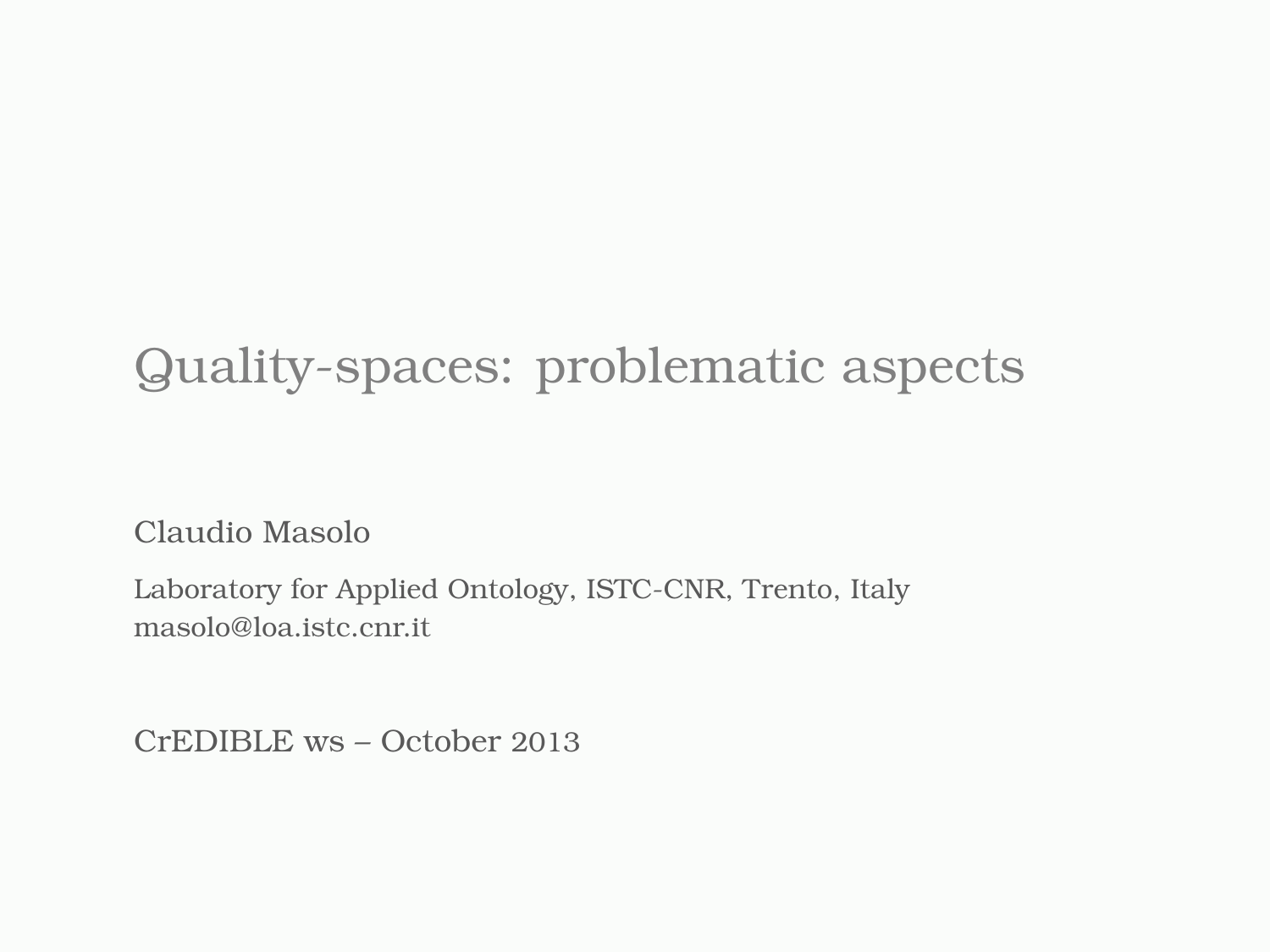# Quality-spaces: problematic aspects

Claudio Masolo

Laboratory for Applied Ontology, ISTC-CNR, Trento, Italy
masolo@loa.istc.cnr.it

CrEDIBLE ws – October 2013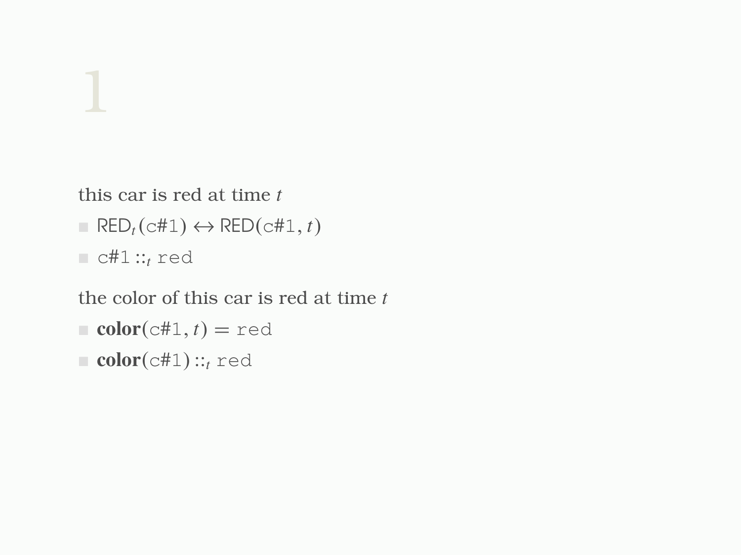# 1

this car is red at time $t$

- $\mathsf{RED}_t(\texttt{c\#1}) \leftrightarrow \mathsf{RED}(\texttt{c\#1}, t)$
- $\texttt{c\#1} ::_t \texttt{red}$

the color of this car is red at time $t$

- $\mathbf{color}(\texttt{c\#1}, t) = \texttt{red}$
- $\mathbf{color}(\texttt{c\#1}) ::_t \texttt{red}$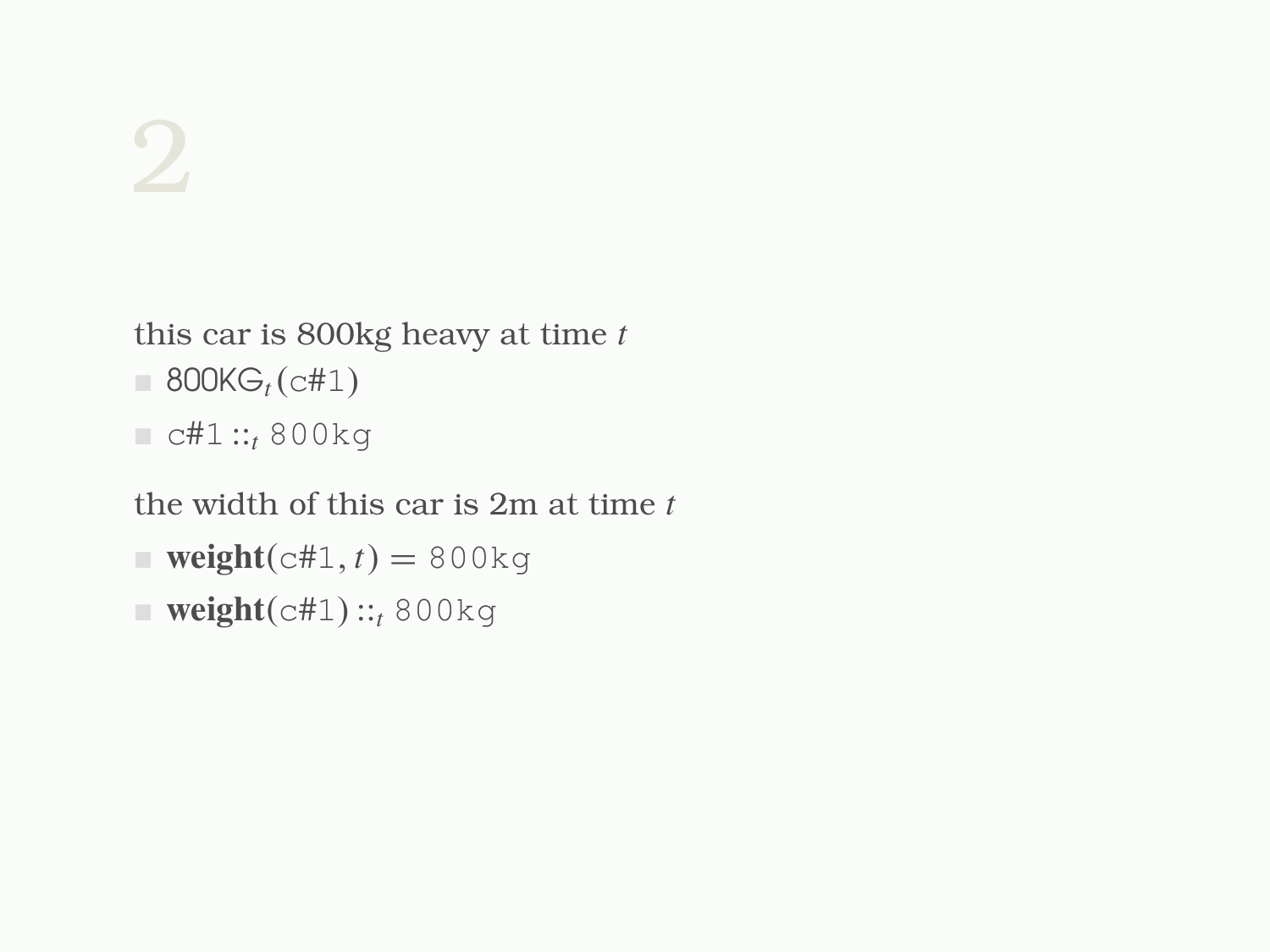# 2

this car is 800kg heavy at time $t$

- $\mathsf{800KG}_t(\mathtt{c\#1})$
- $\mathtt{c\#1} ::_t \mathtt{800kg}$

the width of this car is 2m at time $t$

- $\mathbf{weight}(\mathtt{c\#1}, t) = \mathtt{800kg}$
- $\mathbf{weight}(\mathtt{c\#1}) ::_t \mathtt{800kg}$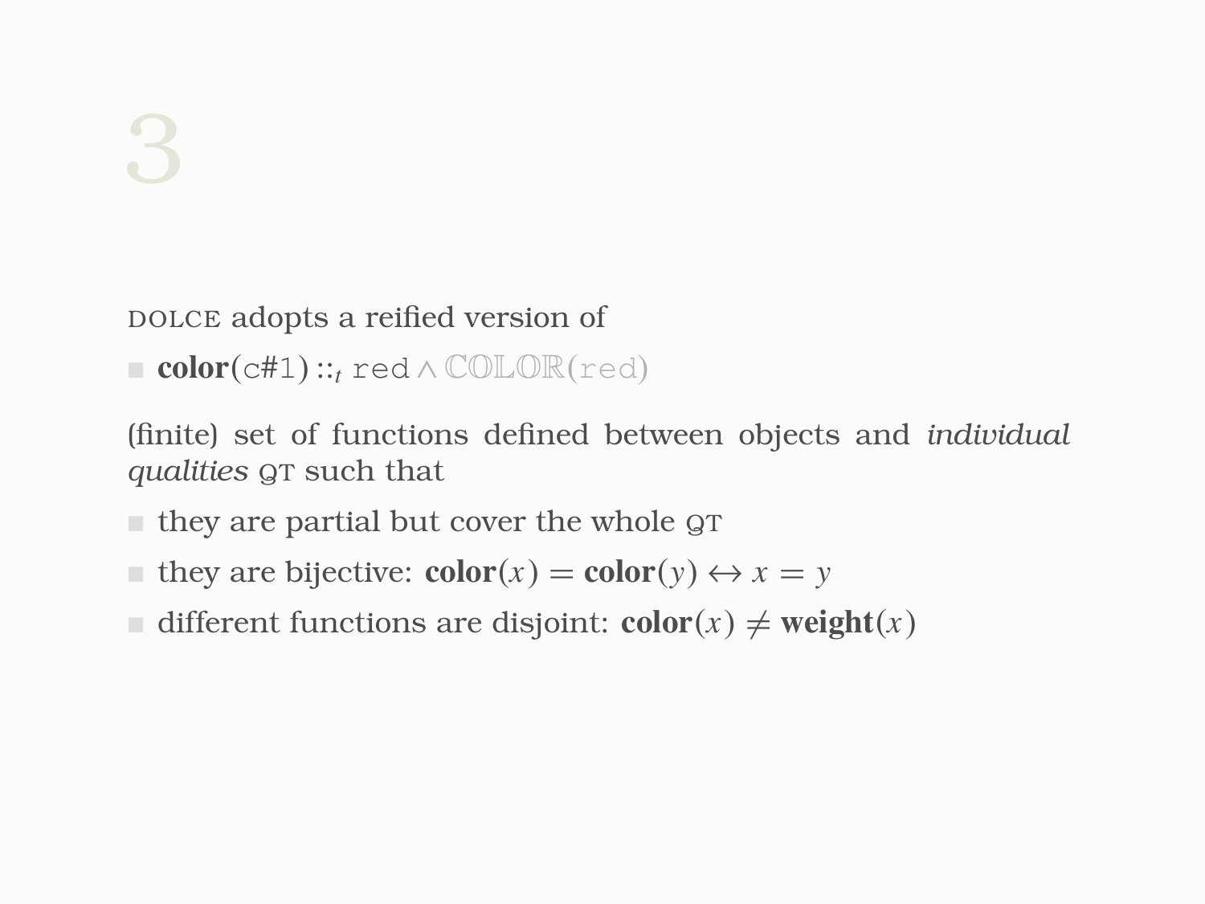# 3

DOLCE adopts a reified version of

- $\mathbf{color}(\texttt{c\#1}) ::_t \texttt{red} \wedge \mathbb{COLOR}(\texttt{red})$

(finite) set of functions defined between objects and *individual qualities* QT such that

- they are partial but cover the whole QT
- they are bijective: $\mathbf{color}(x) = \mathbf{color}(y) \leftrightarrow x = y$
- different functions are disjoint: $\mathbf{color}(x) \neq \mathbf{weight}(x)$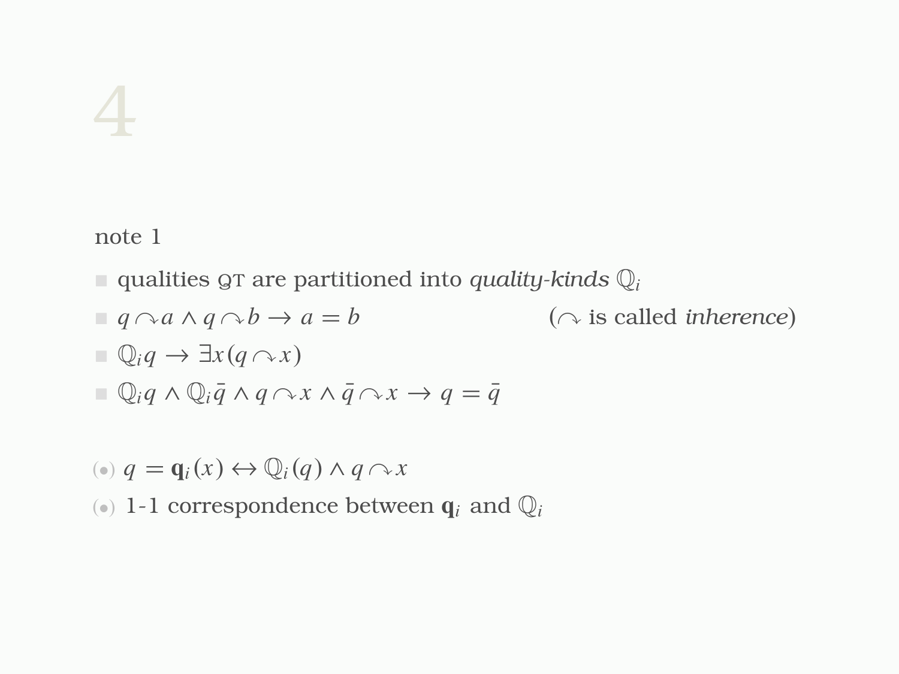# 4

note 1

- qualities QT are partitioned into *quality-kinds* $\mathbb{Q}_i$
- $q \curvearrowright a \wedge q \curvearrowright b \rightarrow a = b$ ($\curvearrowright$ is called *inherence*)
- $\mathbb{Q}_i q \rightarrow \exists x (q \curvearrowright x)$
- $\mathbb{Q}_i q \wedge \mathbb{Q}_i \bar{q} \wedge q \curvearrowright x \wedge \bar{q} \curvearrowright x \rightarrow q = \bar{q}$

(•) $q = \mathbf{q}_i(x) \leftrightarrow \mathbb{Q}_i(q) \wedge q \curvearrowright x$

(•) 1-1 correspondence between $\mathbf{q}_i$ and $\mathbb{Q}_i$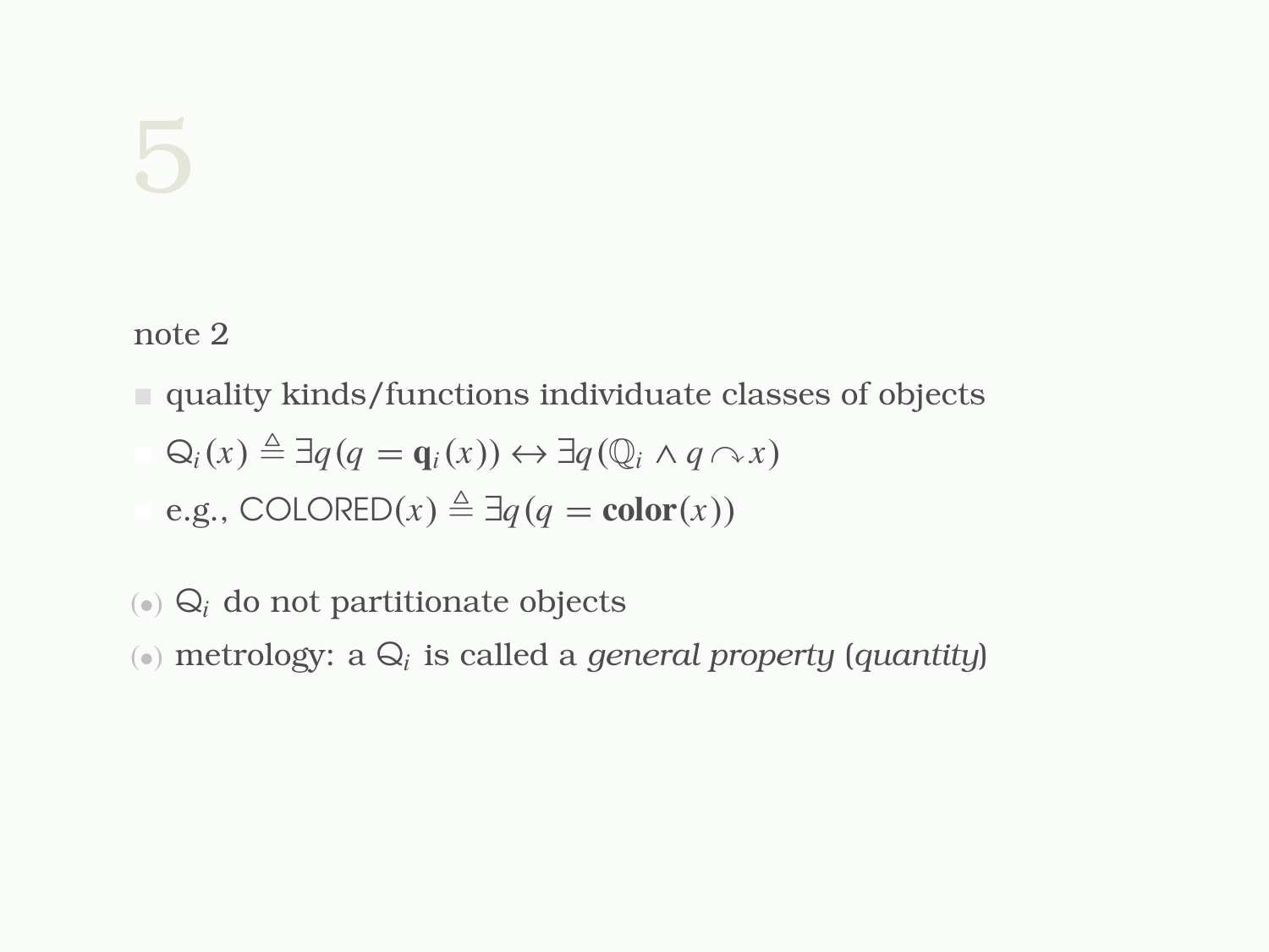# 5

note 2

- quality kinds/functions individuate classes of objects
- $\mathsf{Q}_i(x) \triangleq \exists q(q = \mathbf{q}_i(x)) \leftrightarrow \exists q(\mathbb{Q}_i \wedge q \curvearrowright x)$
- e.g., $\mathsf{COLORED}(x) \triangleq \exists q(q = \mathbf{color}(x))$

(•) $\mathsf{Q}_i$ do not partitionate objects

(•) metrology: a $\mathsf{Q}_i$ is called a *general property* (*quantity*)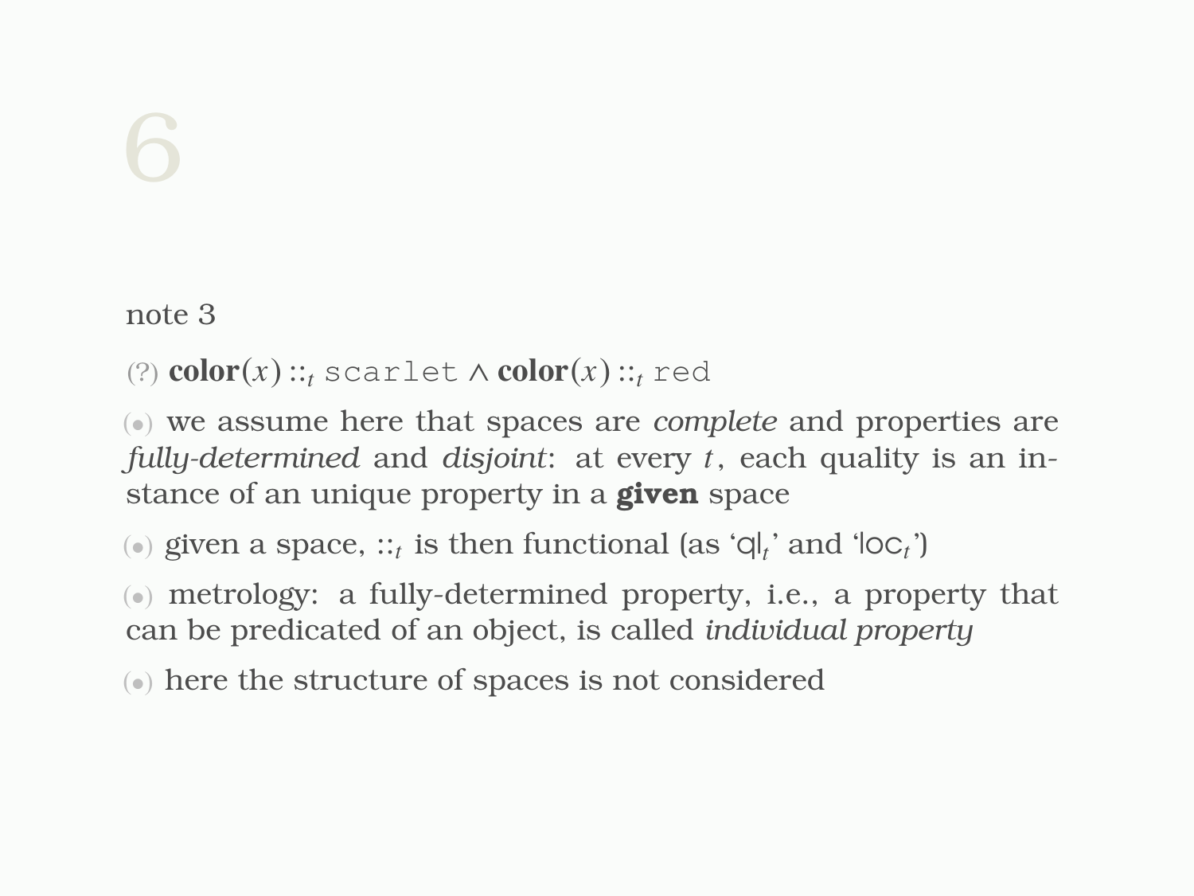note 3

(?) $\textbf{color}(x) ::_t \texttt{scarlet} \wedge \textbf{color}(x) ::_t \texttt{red}$

(•) we assume here that spaces are *complete* and properties are *fully-determined* and *disjoint*: at every $t$, each quality is an instance of an unique property in a **given** space

(•) given a space, $::_t$ is then functional (as '$\mathsf{ql}_t$' and '$\mathsf{loc}_t$')

(•) metrology: a fully-determined property, i.e., a property that can be predicated of an object, is called *individual property*

(•) here the structure of spaces is not considered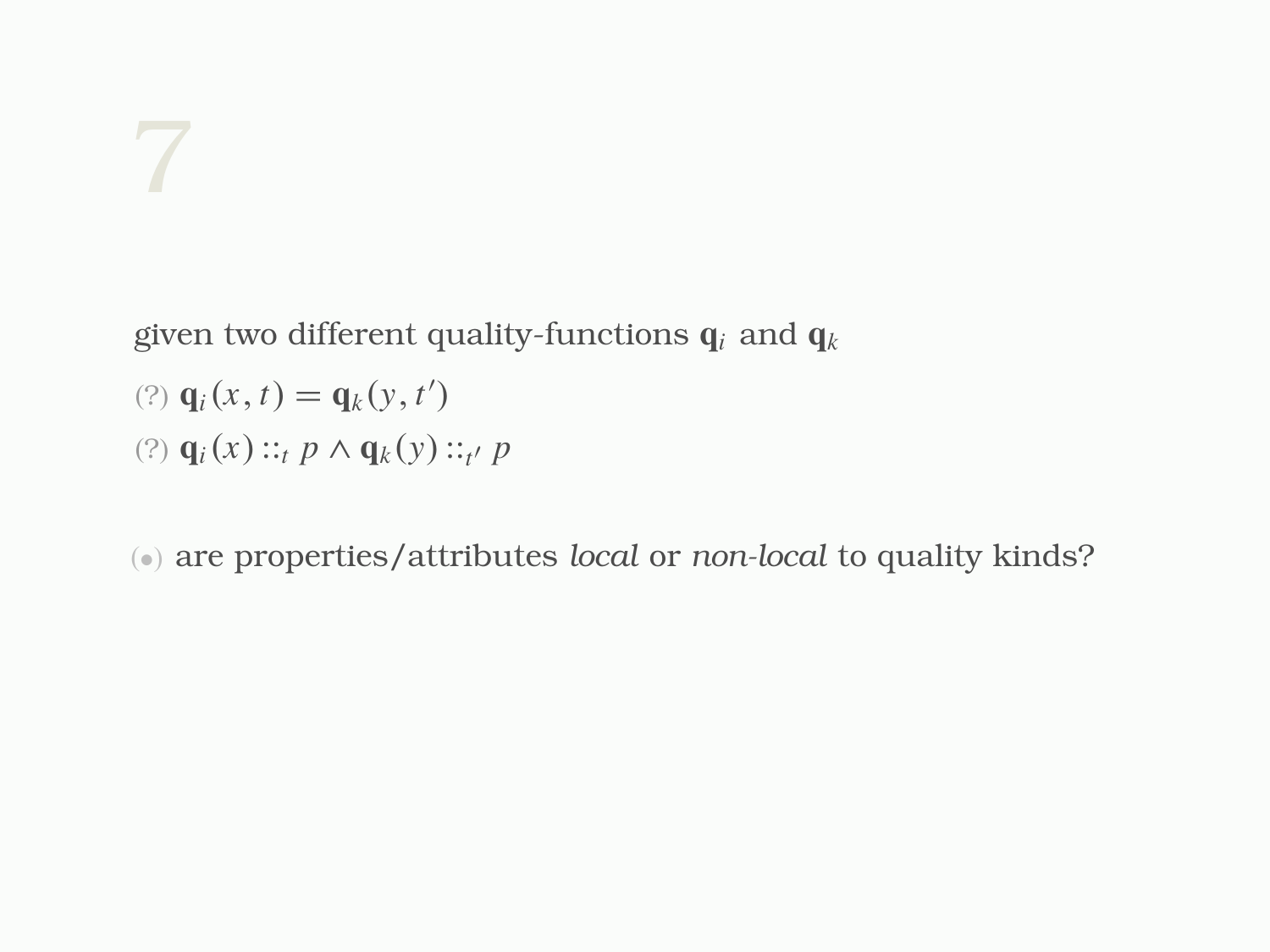# 7

given two different quality-functions $\mathbf{q}_i$ and $\mathbf{q}_k$

(?) $\mathbf{q}_i(x, t) = \mathbf{q}_k(y, t')$

(?) $\mathbf{q}_i(x) ::_t p \wedge \mathbf{q}_k(y) ::_{t'} p$

(•) are properties/attributes *local* or *non-local* to quality kinds?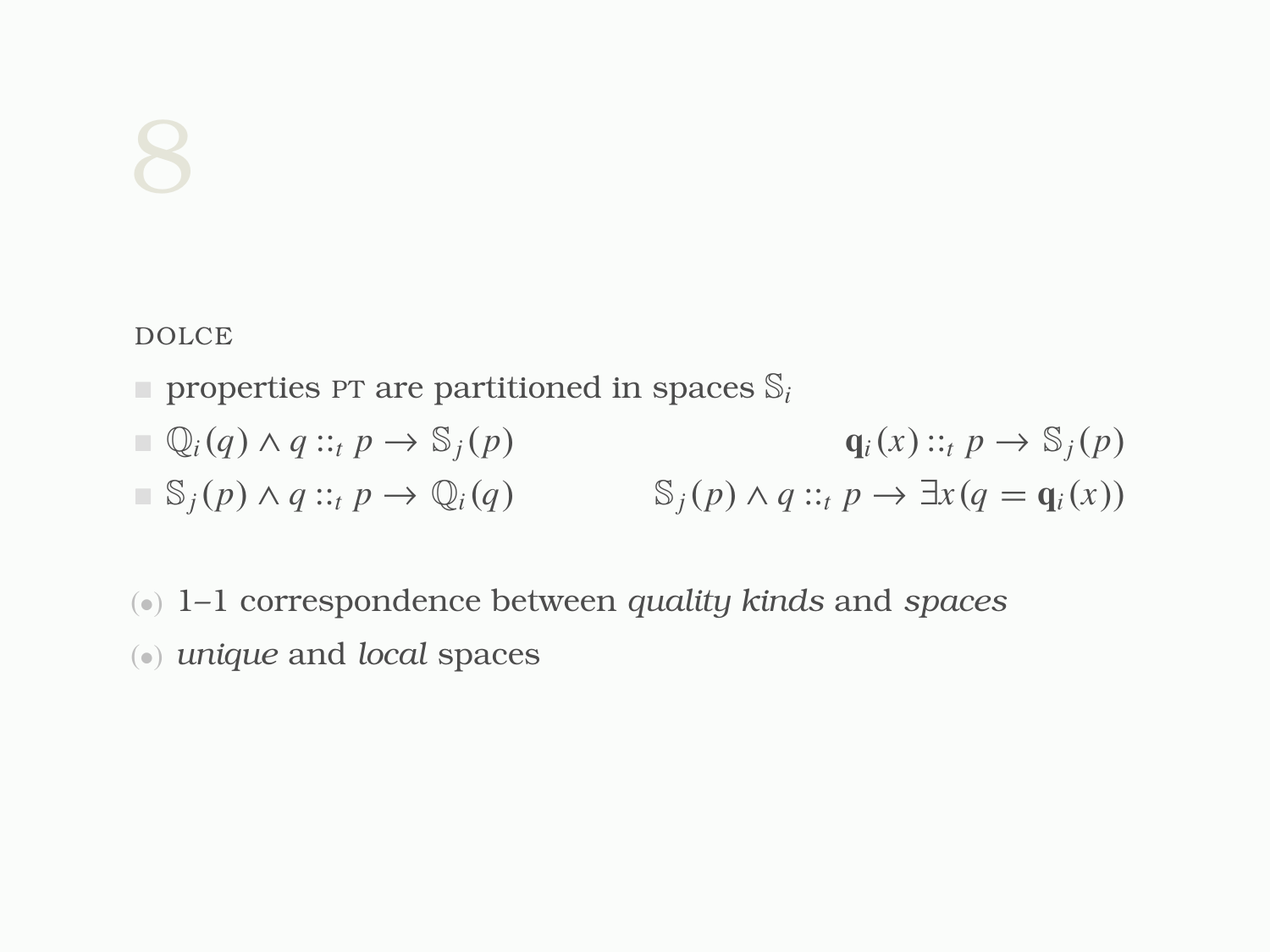# 8

DOLCE

- properties PT are partitioned in spaces $\mathbb{S}_i$
- $\mathbb{Q}_i(q) \wedge q ::_t p \rightarrow \mathbb{S}_j(p)$ $\qquad$ $\mathbf{q}_i(x) ::_t p \rightarrow \mathbb{S}_j(p)$
- $\mathbb{S}_j(p) \wedge q ::_t p \rightarrow \mathbb{Q}_i(q)$ $\qquad$ $\mathbb{S}_j(p) \wedge q ::_t p \rightarrow \exists x(q = \mathbf{q}_i(x))$

(•) 1–1 correspondence between *quality kinds* and *spaces*

(•) *unique* and *local* spaces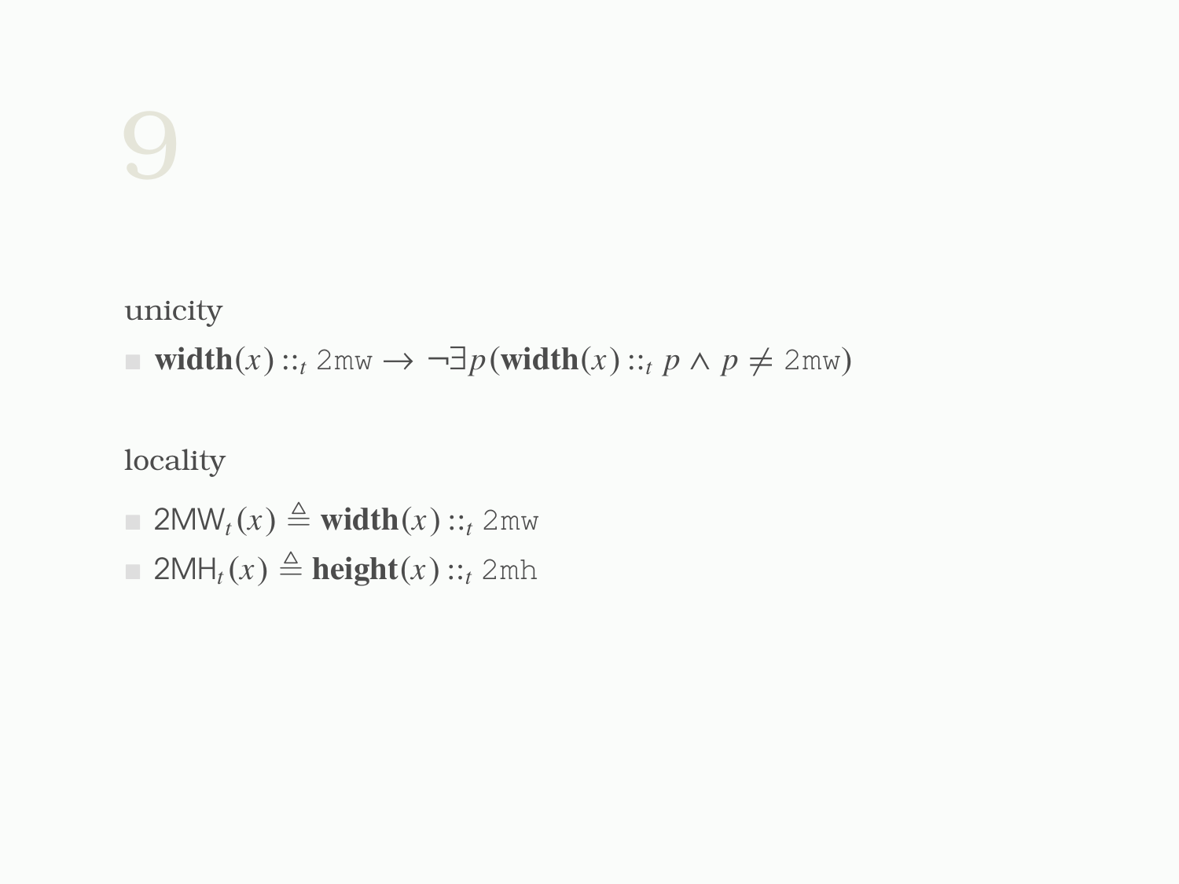# 9

unicity

- $\mathbf{width}(x) ::_t \texttt{2mw} \rightarrow \neg\exists p(\mathbf{width}(x) ::_t p \wedge p \neq \texttt{2mw})$

locality

- $\mathsf{2MW}_t(x) \triangleq \mathbf{width}(x) ::_t \texttt{2mw}$
- $\mathsf{2MH}_t(x) \triangleq \mathbf{height}(x) ::_t \texttt{2mh}$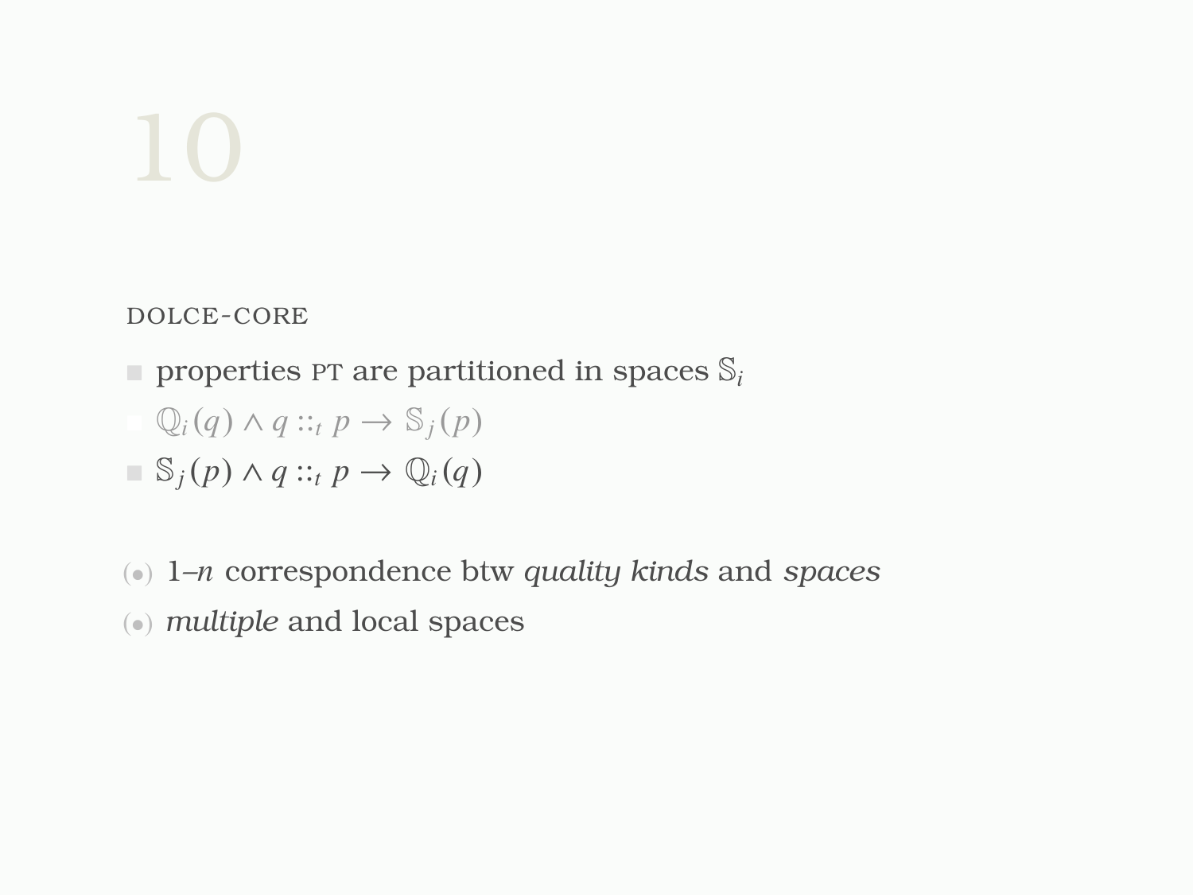## DOLCE-CORE

- properties PT are partitioned in spaces $\mathbb{S}_i$
- $\mathbb{Q}_i(q) \wedge q ::_t p \rightarrow \mathbb{S}_j(p)$
- $\mathbb{S}_j(p) \wedge q ::_t p \rightarrow \mathbb{Q}_i(q)$

(•) 1–*n* correspondence btw *quality kinds* and *spaces*

(•) *multiple* and local spaces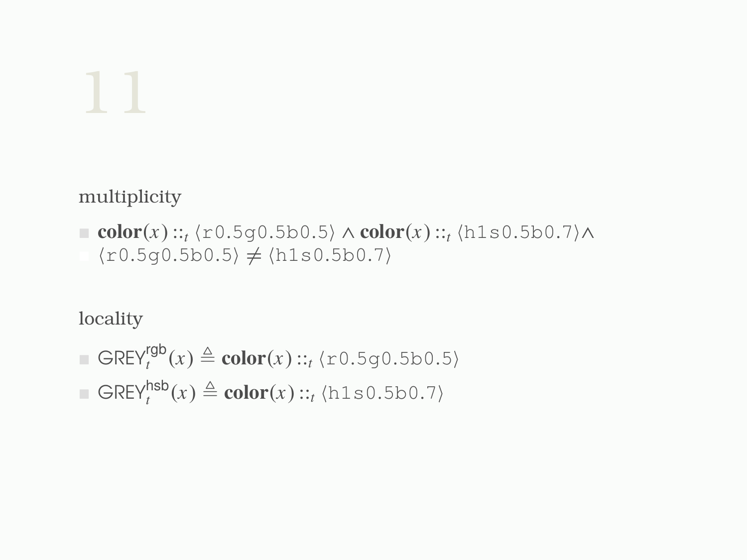# 11

## multiplicity

- $\textbf{color}(x) ::_t \langle \texttt{r0.5g0.5b0.5} \rangle \wedge \textbf{color}(x) ::_t \langle \texttt{h1s0.5b0.7} \rangle \wedge$
- $\langle \texttt{r0.5g0.5b0.5} \rangle \neq \langle \texttt{h1s0.5b0.7} \rangle$

## locality

- $\mathsf{GREY}_t^{\mathsf{rgb}}(x) \triangleq \textbf{color}(x) ::_t \langle \texttt{r0.5g0.5b0.5} \rangle$
- $\mathsf{GREY}_t^{\mathsf{hsb}}(x) \triangleq \textbf{color}(x) ::_t \langle \texttt{h1s0.5b0.7} \rangle$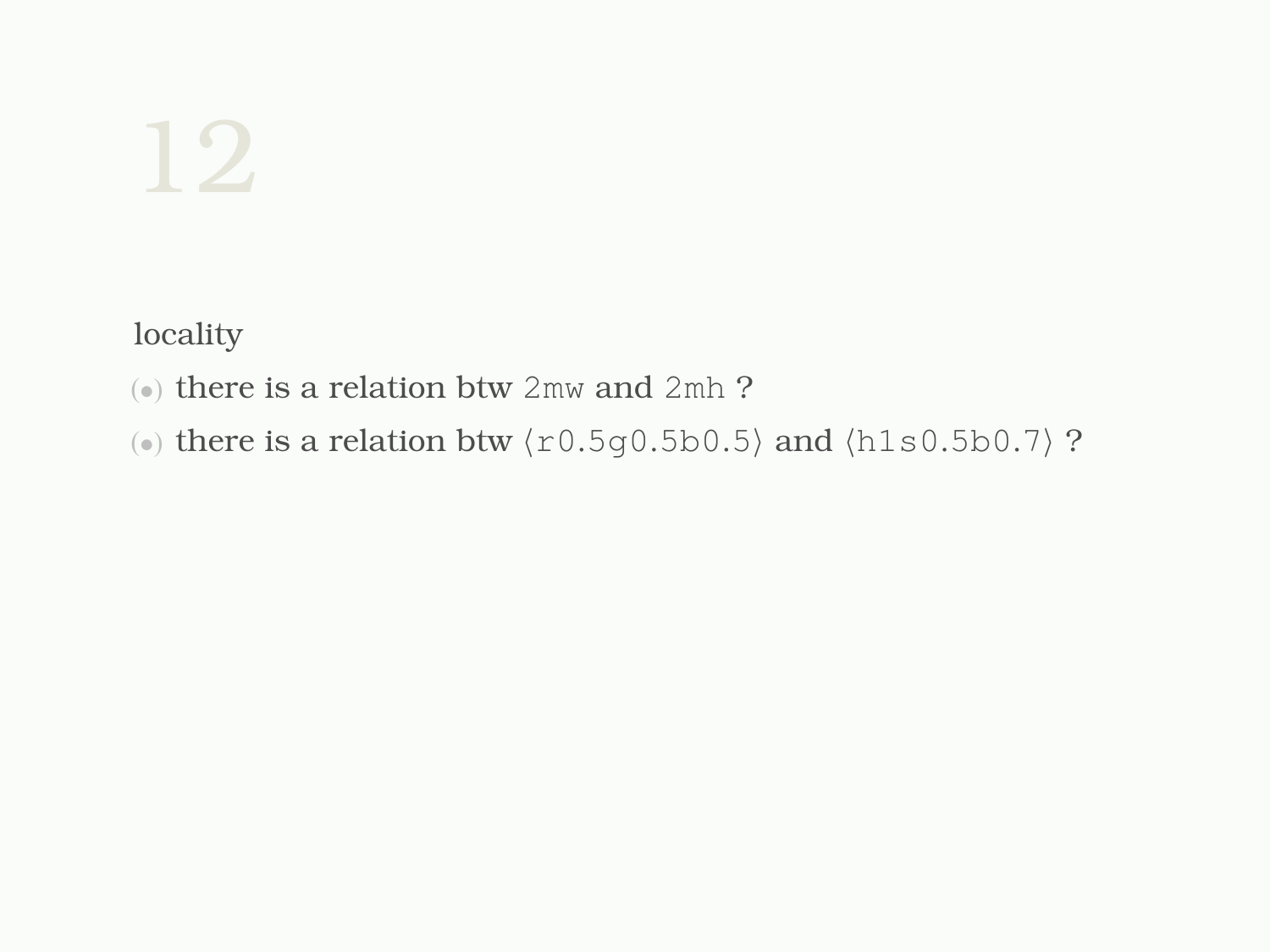# 12

locality

- there is a relation btw `2mw` and `2mh` ?
- there is a relation btw ⟨`r0.5g0.5b0.5`⟩ and ⟨`h1s0.5b0.7`⟩ ?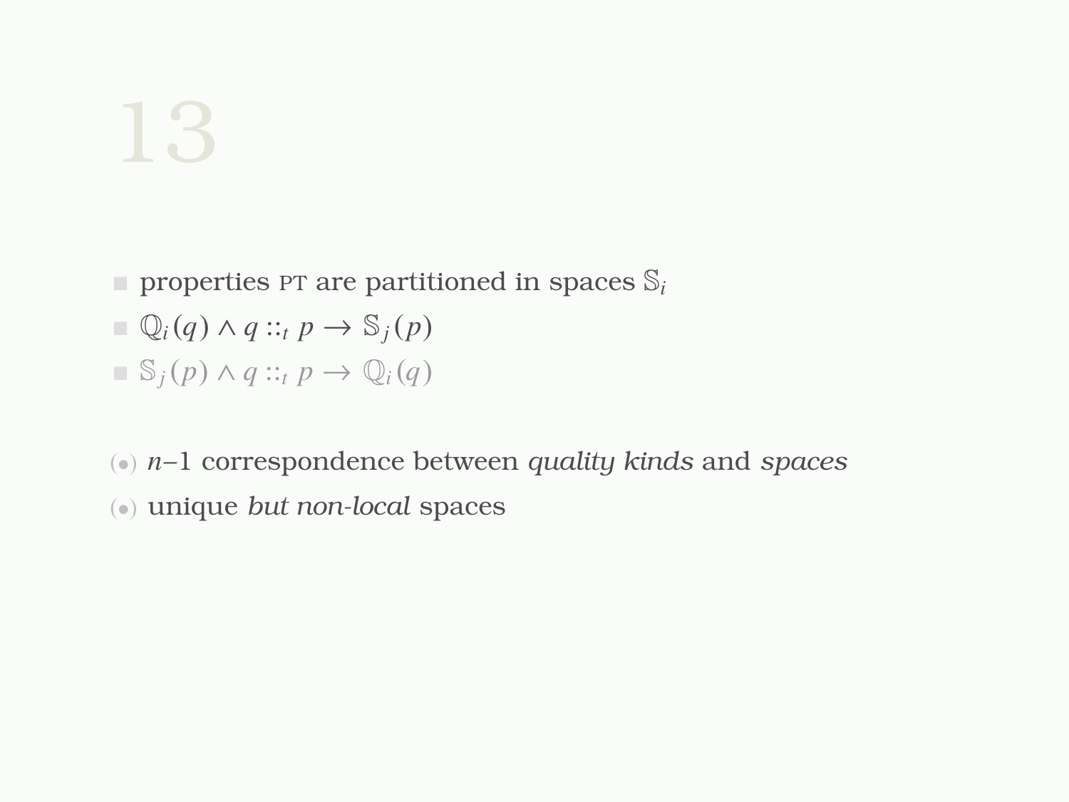# 13

- properties PT are partitioned in spaces $\mathbb{S}_i$
- $\mathbb{Q}_i(q) \wedge q ::_t p \rightarrow \mathbb{S}_j(p)$
- $\mathbb{S}_j(p) \wedge q ::_t p \rightarrow \mathbb{Q}_i(q)$

(•) $n$–1 correspondence between *quality kinds* and *spaces*

(•) unique *but non-local* spaces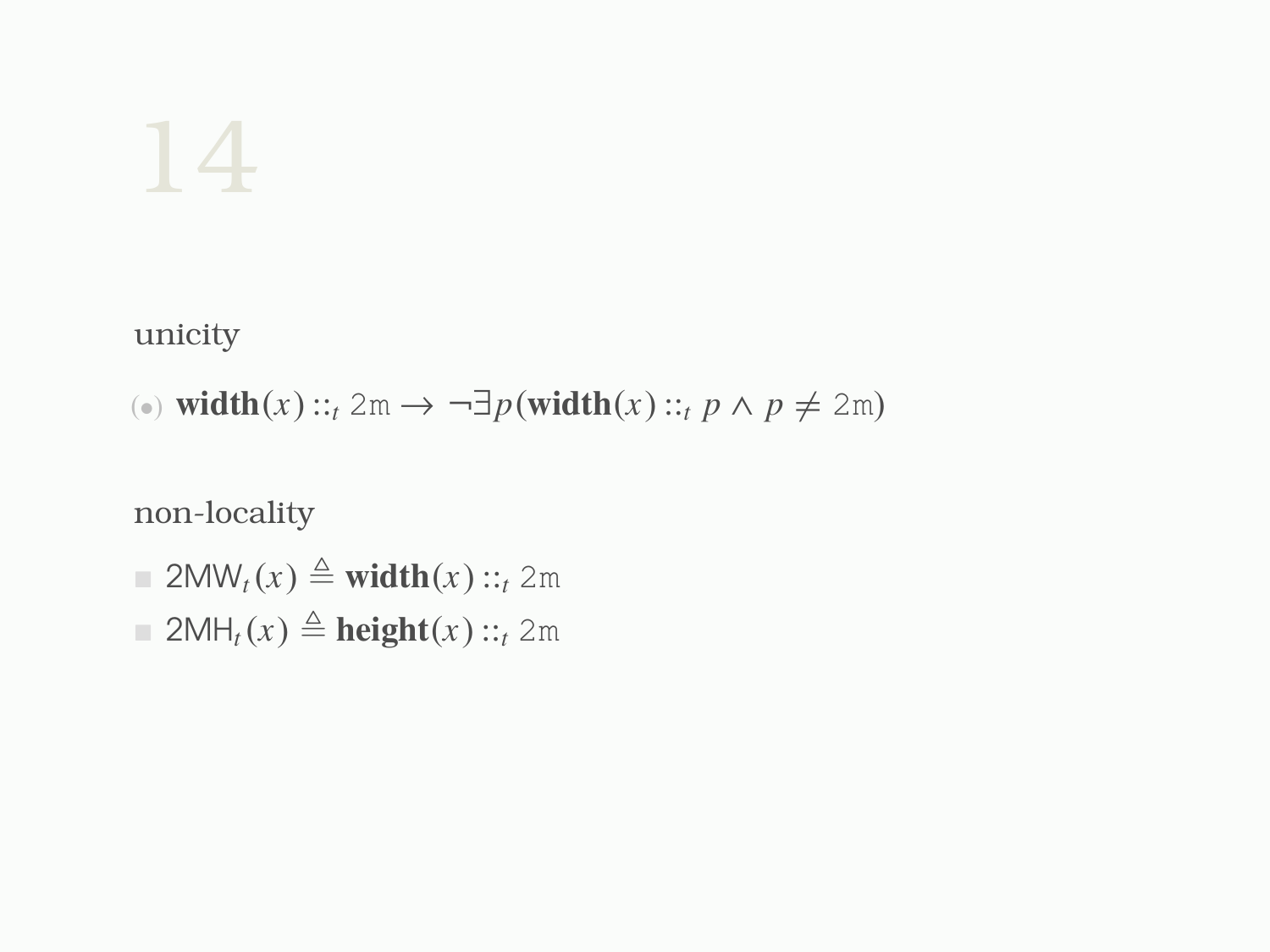unicity

(•) $\textbf{width}(x) ::_t \texttt{2m} \rightarrow \neg\exists p(\textbf{width}(x) ::_t p \wedge p \neq \texttt{2m})$

non-locality

- $\mathsf{2MW}_t(x) \triangleq \textbf{width}(x) ::_t \texttt{2m}$
- $\mathsf{2MH}_t(x) \triangleq \textbf{height}(x) ::_t \texttt{2m}$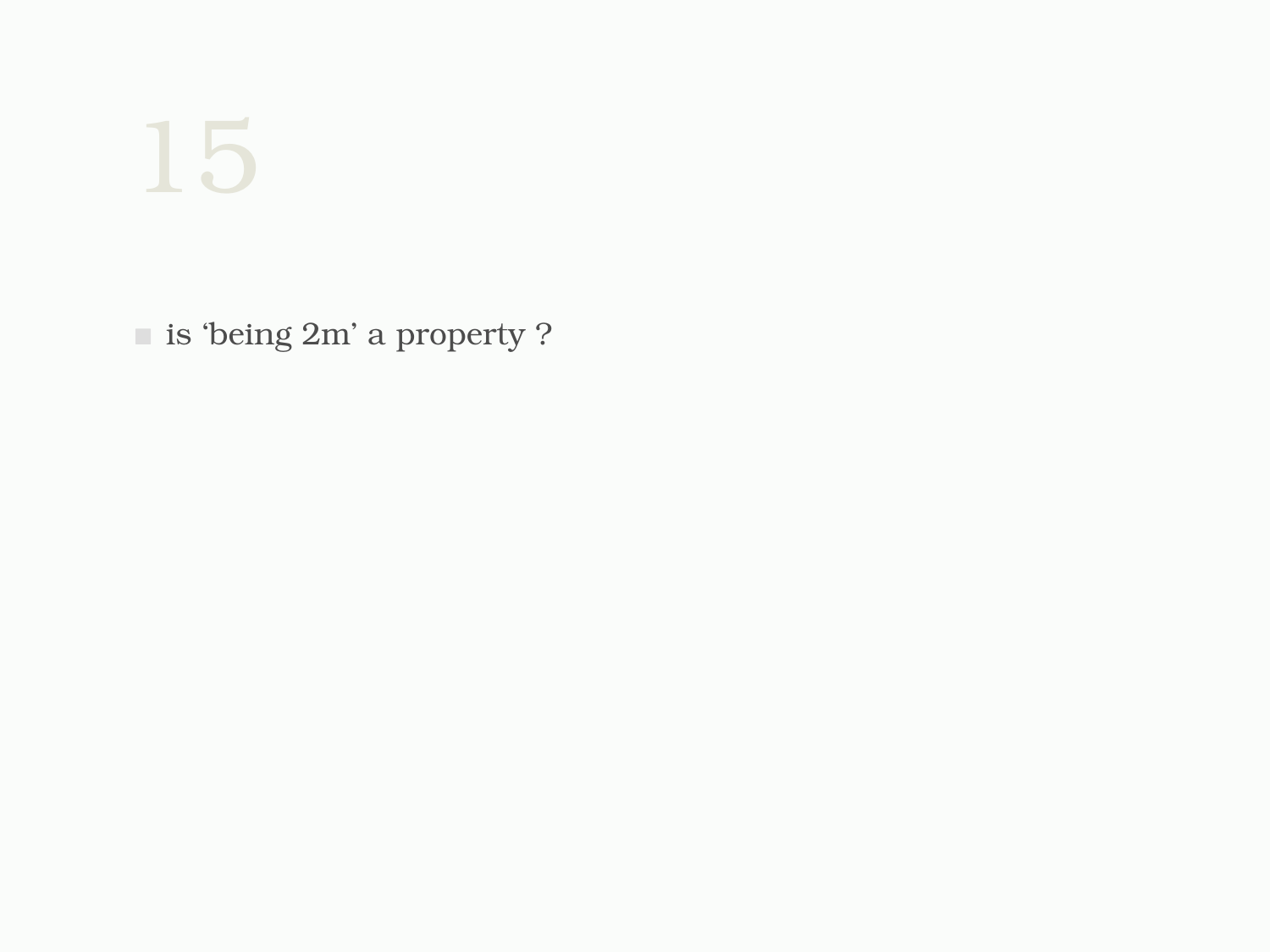# 15

- is ‘being 2m’ a property ?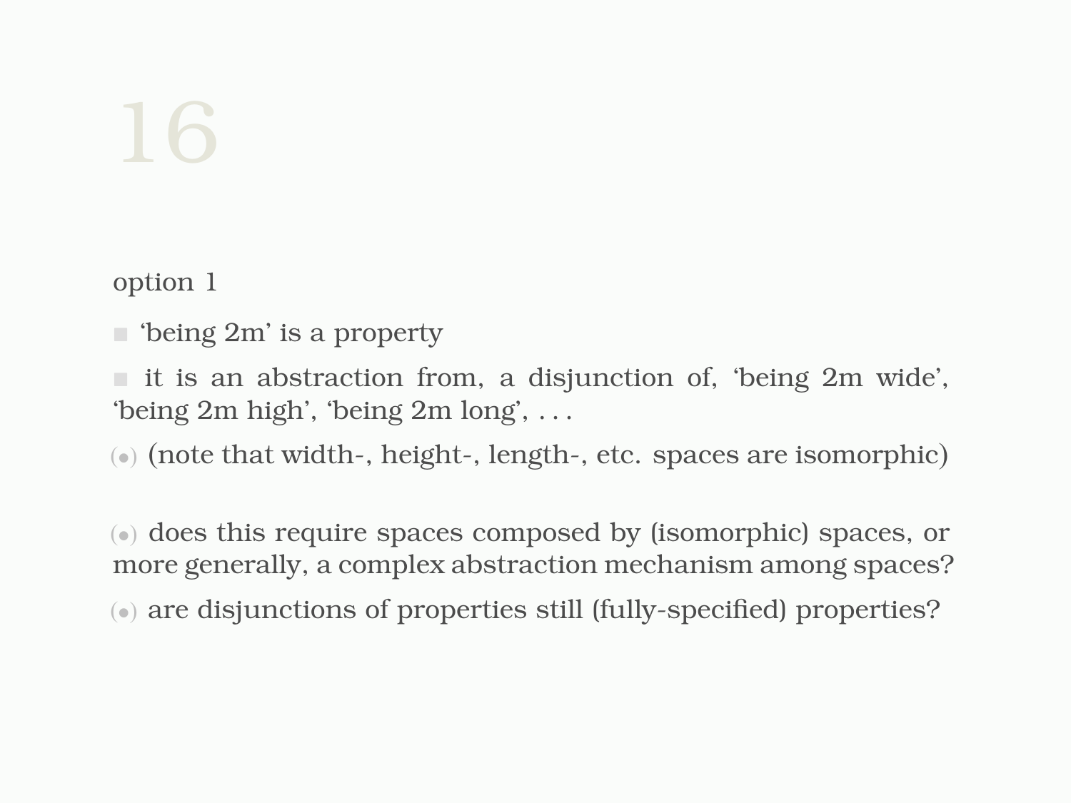option 1

- ‘being 2m’ is a property
- it is an abstraction from, a disjunction of, ‘being 2m wide’, ‘being 2m high’, ‘being 2m long’, . . .

(•) (note that width-, height-, length-, etc. spaces are isomorphic)

(•) does this require spaces composed by (isomorphic) spaces, or more generally, a complex abstraction mechanism among spaces?

(•) are disjunctions of properties still (fully-specified) properties?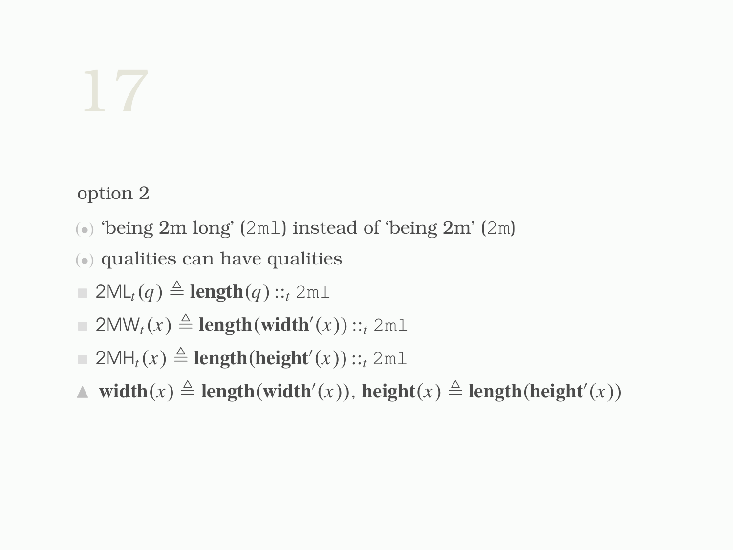option 2

- ‘being 2m long’ (`2ml`) instead of ‘being 2m’ (`2m`)
- qualities can have qualities
- $\mathsf{2ML}_t(q) \triangleq \mathbf{length}(q) ::_t \texttt{2ml}$
- $\mathsf{2MW}_t(x) \triangleq \mathbf{length}(\mathbf{width}'(x)) ::_t \texttt{2ml}$
- $\mathsf{2MH}_t(x) \triangleq \mathbf{length}(\mathbf{height}'(x)) ::_t \texttt{2ml}$

▲ $\mathbf{width}(x) \triangleq \mathbf{length}(\mathbf{width}'(x))$, $\mathbf{height}(x) \triangleq \mathbf{length}(\mathbf{height}'(x))$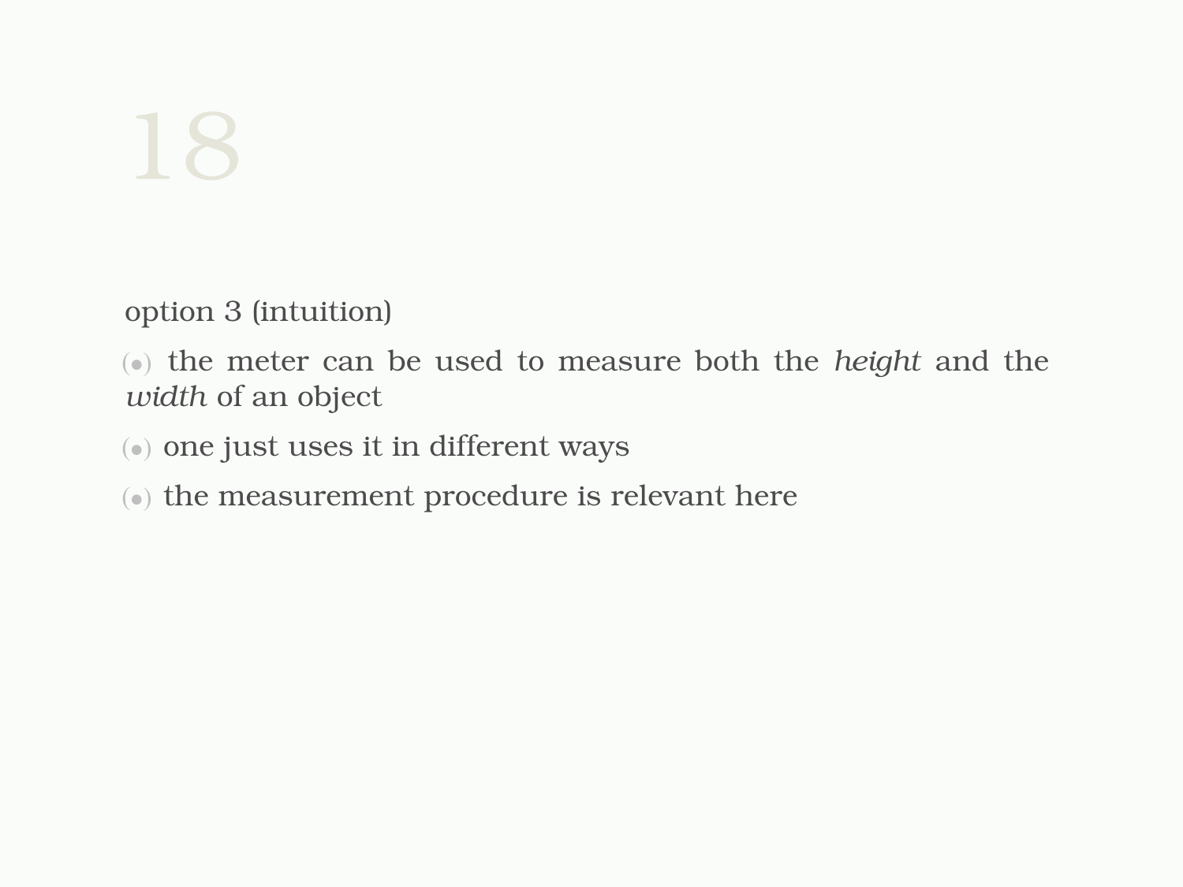option 3 (intuition)

- the meter can be used to measure both the *height* and the *width* of an object
- one just uses it in different ways
- the measurement procedure is relevant here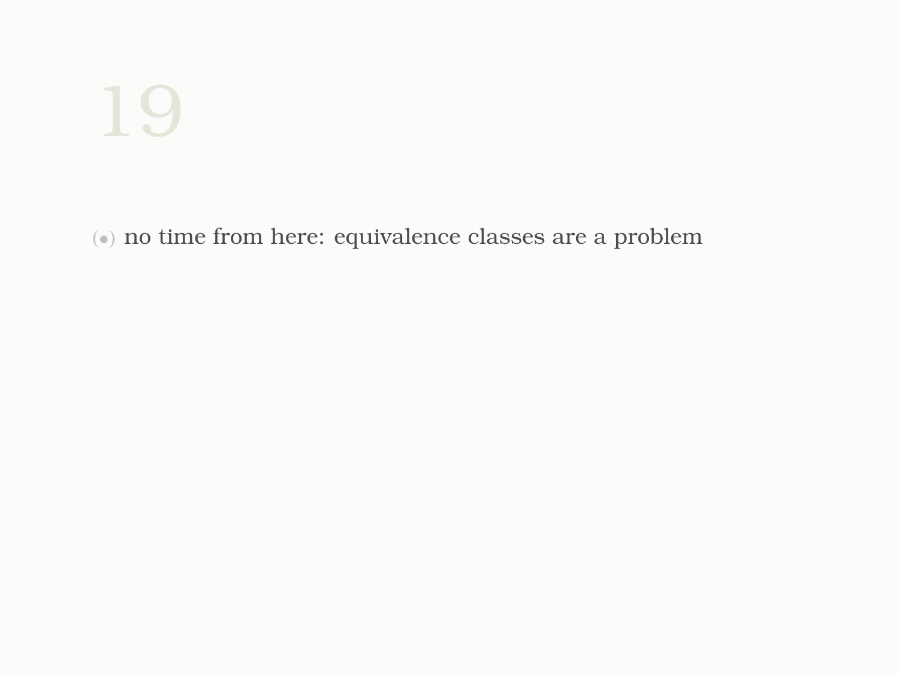- no time from here: equivalence classes are a problem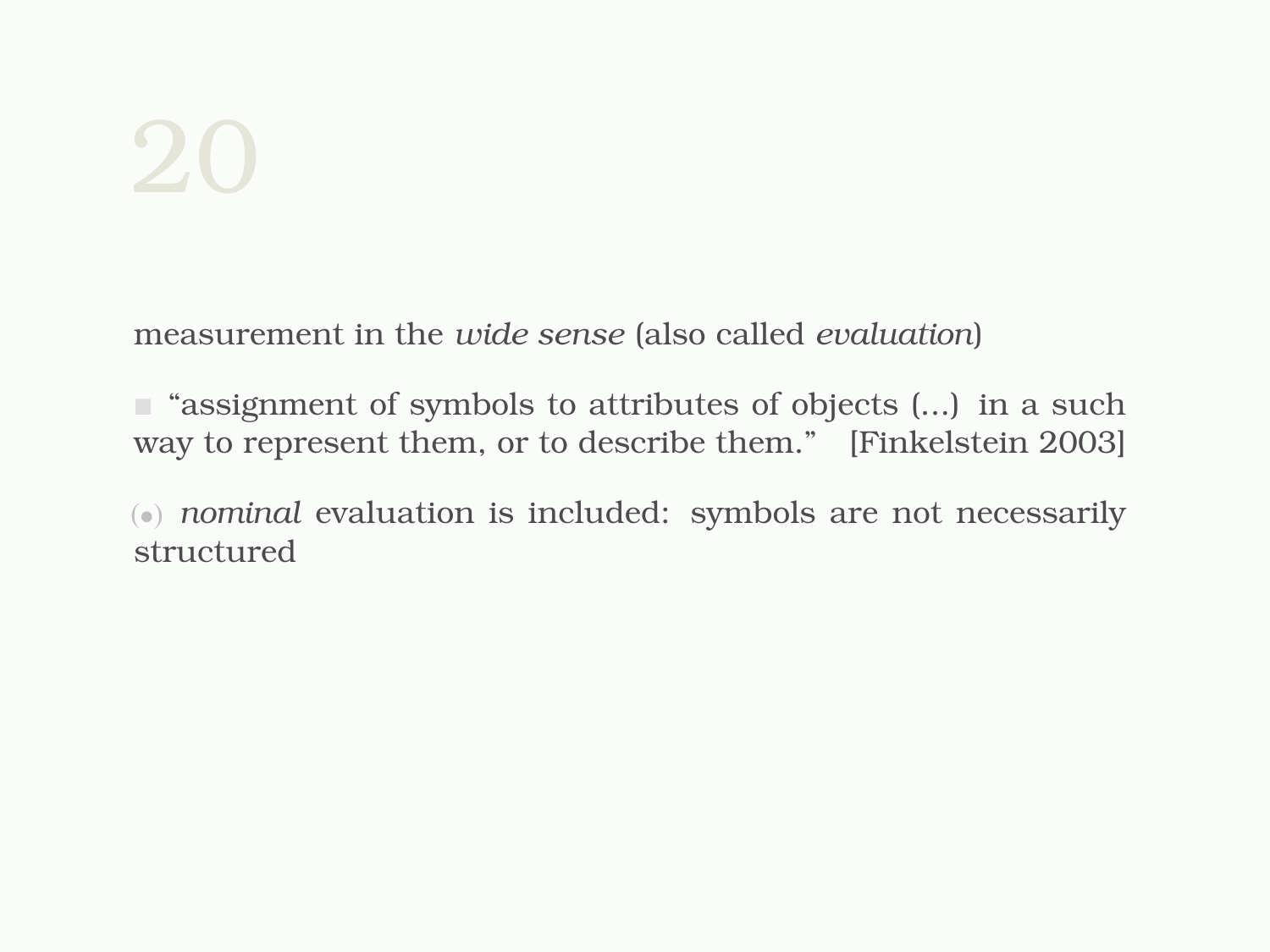measurement in the *wide sense* (also called *evaluation*)

■ “assignment of symbols to attributes of objects (...) in a such way to represent them, or to describe them.” [Finkelstein 2003]

(•) *nominal* evaluation is included: symbols are not necessarily structured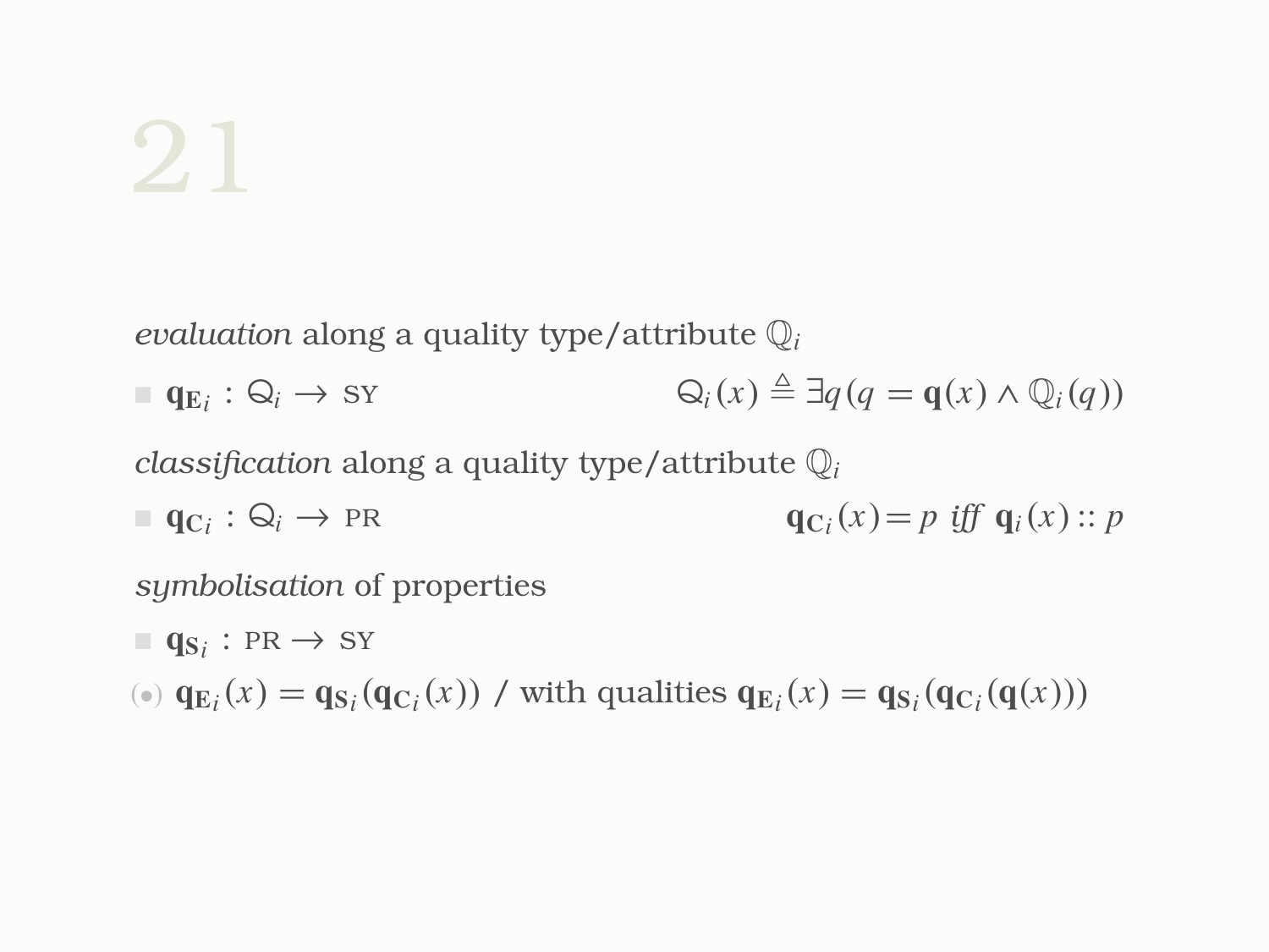*evaluation* along a quality type/attribute $\mathbb{Q}_i$

- $\mathbf{q}_{\mathbf{E}_i} : \mathcal{Q}_i \to \text{SY}$ $\qquad$ $\mathcal{Q}_i(x) \triangleq \exists q(q = \mathbf{q}(x) \wedge \mathbb{Q}_i(q))$

*classification* along a quality type/attribute $\mathbb{Q}_i$

- $\mathbf{q}_{\mathbf{C}_i} : \mathcal{Q}_i \to \text{PR}$ $\qquad$ $\mathbf{q}_{\mathbf{C}_i}(x) = p$ *iff* $\mathbf{q}_i(x) :: p$

*symbolisation* of properties

- $\mathbf{q}_{\mathbf{S}_i} : \text{PR} \to \text{SY}$

(•) $\mathbf{q}_{\mathbf{E}_i}(x) = \mathbf{q}_{\mathbf{S}_i}(\mathbf{q}_{\mathbf{C}_i}(x))$ / with qualities $\mathbf{q}_{\mathbf{E}_i}(x) = \mathbf{q}_{\mathbf{S}_i}(\mathbf{q}_{\mathbf{C}_i}(\mathbf{q}(x)))$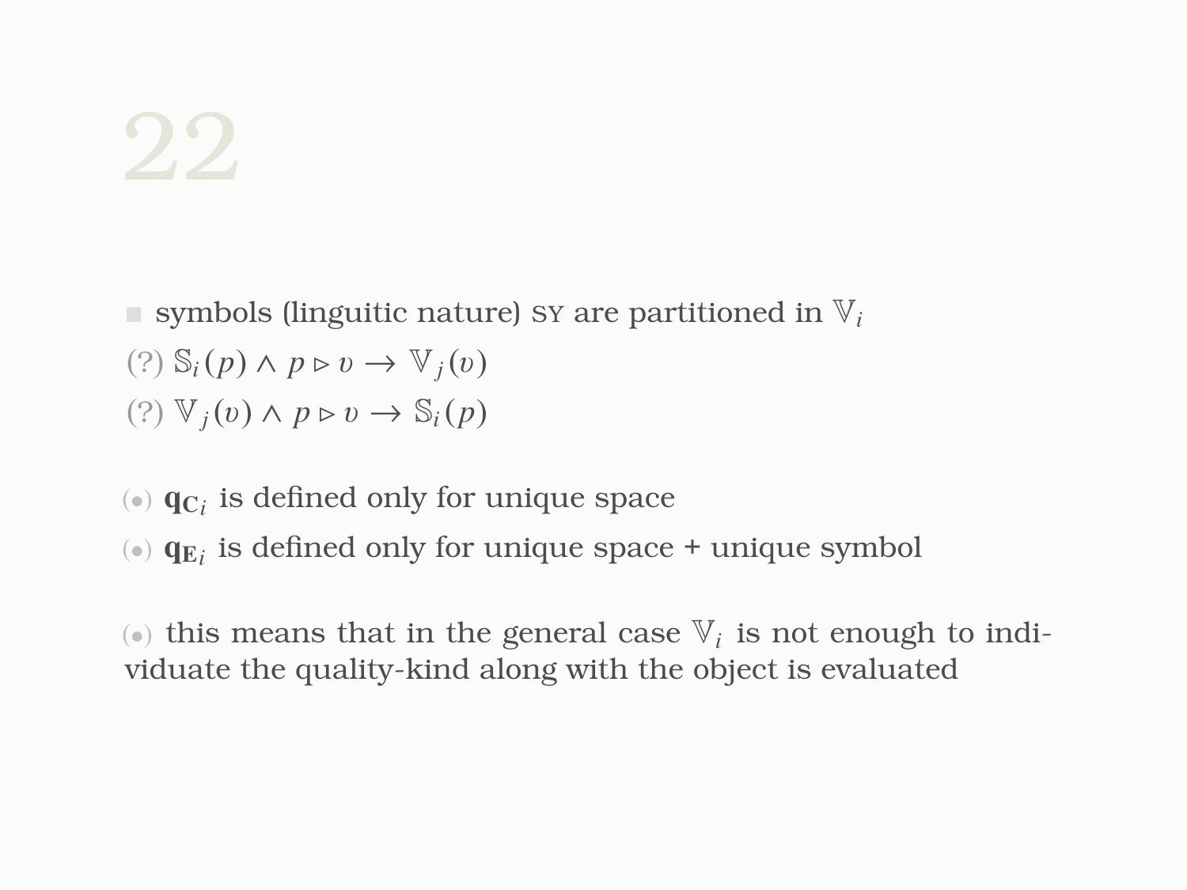# 22

- symbols (linguitic nature) SY are partitioned in $\mathbb{V}_i$

(?) $\mathbb{S}_i(p) \wedge p \triangleright v \rightarrow \mathbb{V}_j(v)$

(?) $\mathbb{V}_j(v) \wedge p \triangleright v \rightarrow \mathbb{S}_i(p)$

(•) $\mathbf{q}_{\mathbf{C}_i}$ is defined only for unique space

(•) $\mathbf{q}_{\mathbf{E}_i}$ is defined only for unique space + unique symbol

(•) this means that in the general case $\mathbb{V}_i$ is not enough to individuate the quality-kind along with the object is evaluated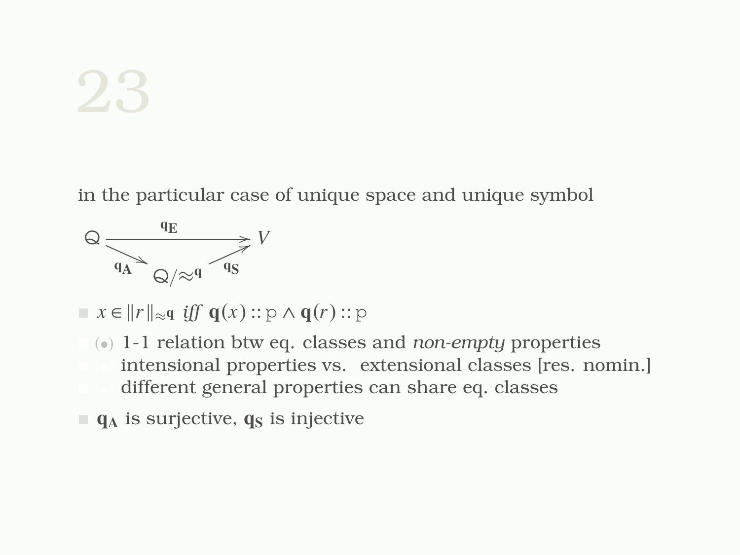in the particular case of unique space and unique symbol

$$\begin{array}{ccc} \mathsf{Q} & \xrightarrow{\mathbf{q_E}} & V \\ & {\scriptstyle \mathbf{q_A}} \searrow \quad \mathsf{Q}/\approx^{\mathbf{q}} \quad \nearrow {\scriptstyle \mathbf{q_S}} & \end{array}$$

- $x \in \|r\|_{\approx^{\mathbf{q}}}$ *iff* $\mathbf{q}(x) :: \mathtt{p} \wedge \mathbf{q}(r) :: \mathtt{p}$
- (•) 1-1 relation btw eq. classes and *non-empty* properties
- (•) intensional properties vs. extensional classes [res. nomin.]
- (•) different general properties can share eq. classes
- $\mathbf{q_A}$ is surjective, $\mathbf{q_S}$ is injective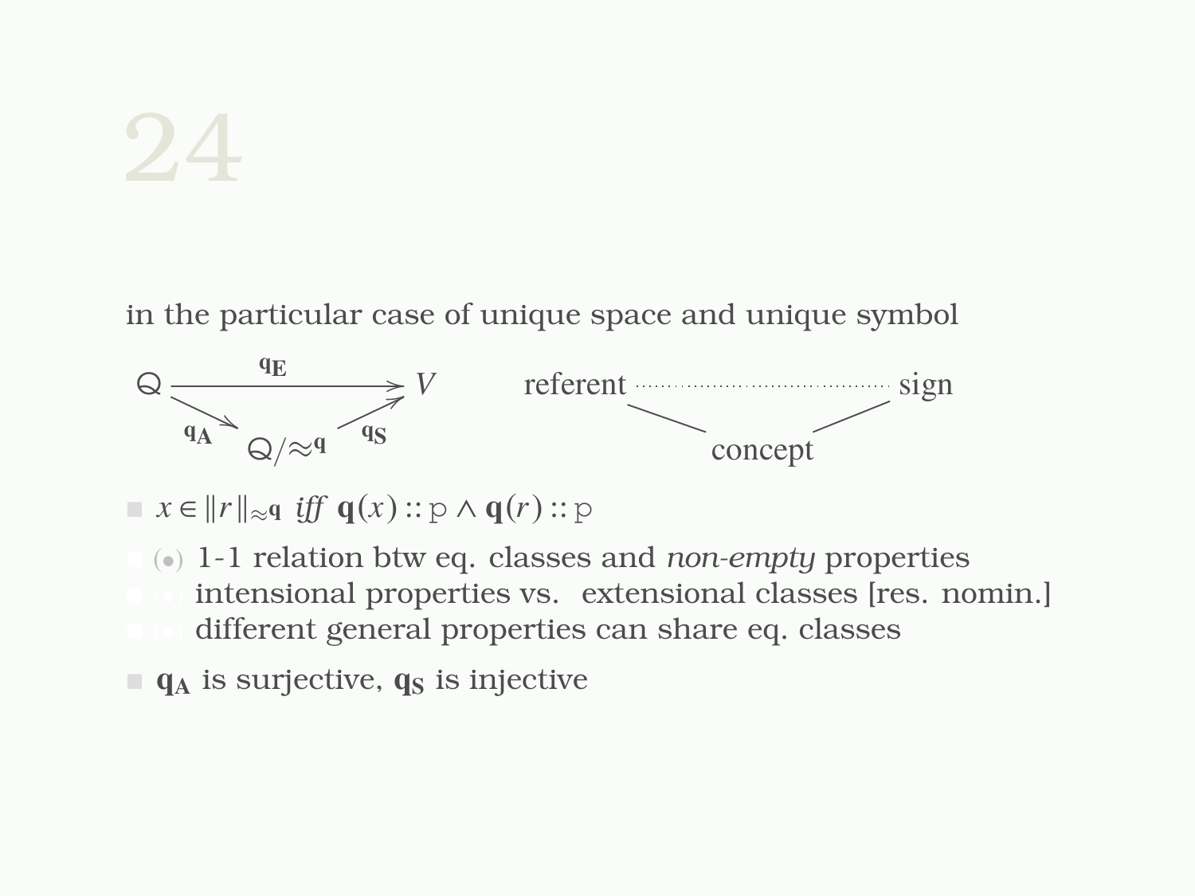# 24

in the particular case of unique space and unique symbol

$$
\begin{array}{ccc}
Q & \xrightarrow{\mathbf{q_E}} & V \\
& {\scriptstyle \mathbf{q_A}} \searrow \quad Q/\!\approx^{\mathbf{q}} \quad \nearrow {\scriptstyle \mathbf{q_S}} &
\end{array}
$$

referent ........................ sign

concept

- $x \in \|r\|_{\approx^{\mathbf{q}}}$ *iff* $\mathbf{q}(x) :: \mathtt{p} \wedge \mathbf{q}(r) :: \mathtt{p}$
- (•) 1-1 relation btw eq. classes and *non-empty* properties
- (•) intensional properties vs. extensional classes [res. nomin.]
- (•) different general properties can share eq. classes
- $\mathbf{q_A}$ is surjective, $\mathbf{q_S}$ is injective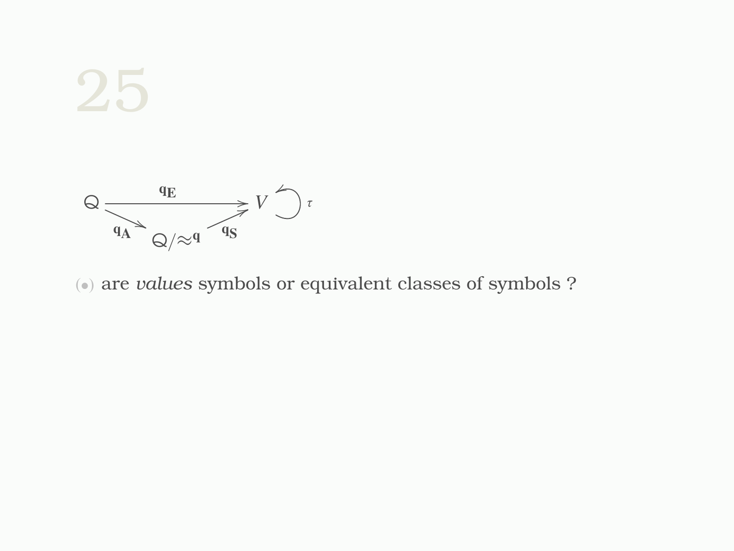# 25

$$
\begin{array}{ccc}
Q & \xrightarrow{\mathbf{q_E}} & V \circlearrowleft \tau \\
{\scriptstyle \mathbf{q_A}} \searrow & & \nearrow {\scriptstyle \mathbf{q_S}} \\
& Q/\approx^{\mathbf{q}} &
\end{array}
$$

- are *values* symbols or equivalent classes of symbols ?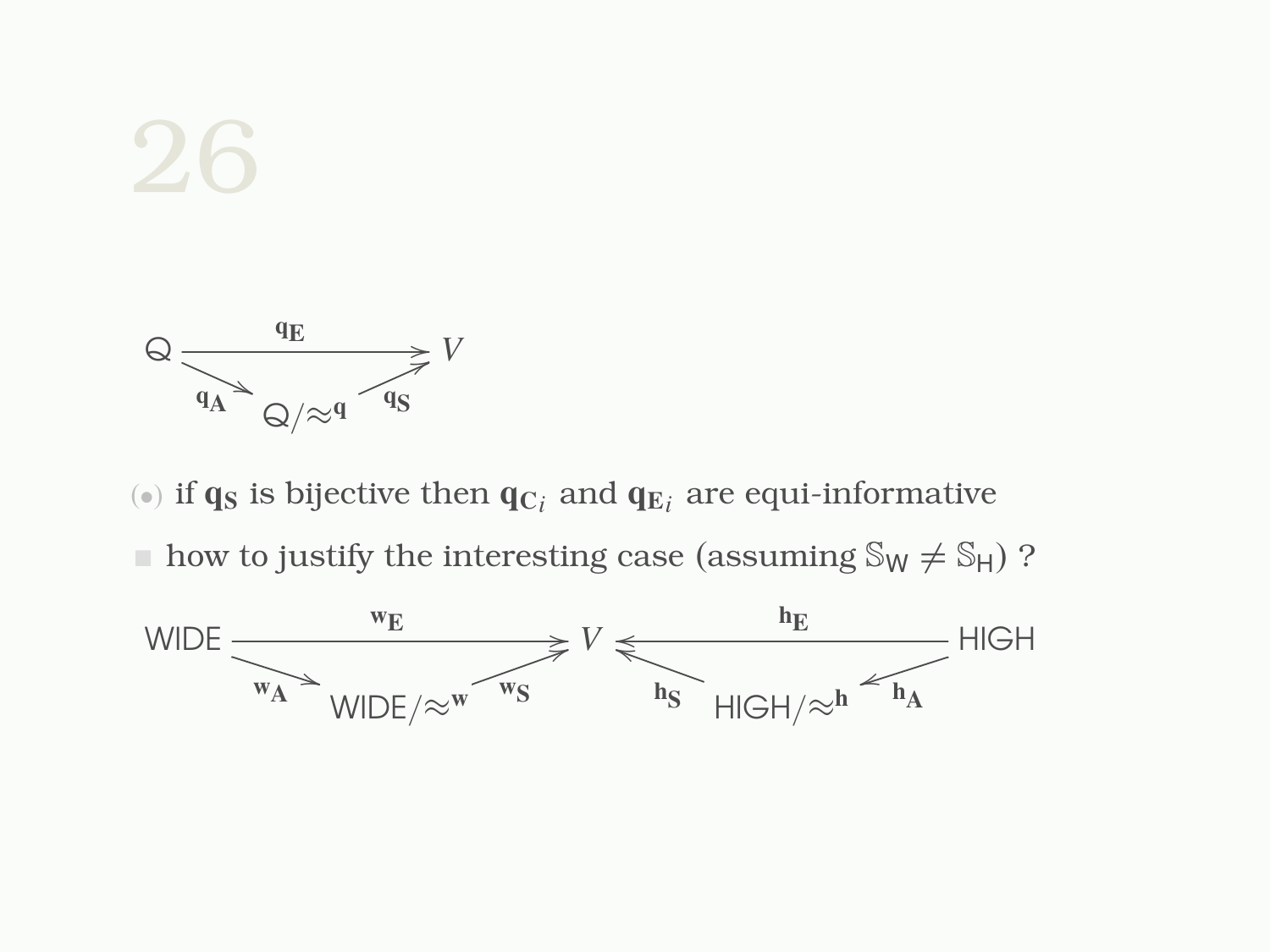# 26

$$
\begin{array}{ccc}
\mathsf{Q} & \xrightarrow{\mathbf{q_E}} & V \\
& {\scriptstyle \mathbf{q_A}} \searrow \quad \mathsf{Q}/\!\approx^{\mathbf{q}} \quad \nearrow {\scriptstyle \mathbf{q_S}} &
\end{array}
$$

- if $\mathbf{q_S}$ is bijective then $\mathbf{q}_{\mathbf{C}_i}$ and $\mathbf{q}_{\mathbf{E}_i}$ are equi-informative
- how to justify the interesting case (assuming $\mathbb{S}_{\mathsf{W}} \neq \mathbb{S}_{\mathsf{H}}$) ?

$$
\begin{array}{ccccc}
\mathsf{WIDE} & \xrightarrow{\mathbf{w_E}} & V & \xleftarrow{\mathbf{h_E}} & \mathsf{HIGH} \\
& {\scriptstyle \mathbf{w_A}} \searrow \quad \mathsf{WIDE}/\!\approx^{\mathbf{w}} \quad \nearrow {\scriptstyle \mathbf{w_S}} & & {\scriptstyle \mathbf{h_S}} \nwarrow \quad \mathsf{HIGH}/\!\approx^{\mathbf{h}} \quad \swarrow {\scriptstyle \mathbf{h_A}} &
\end{array}
$$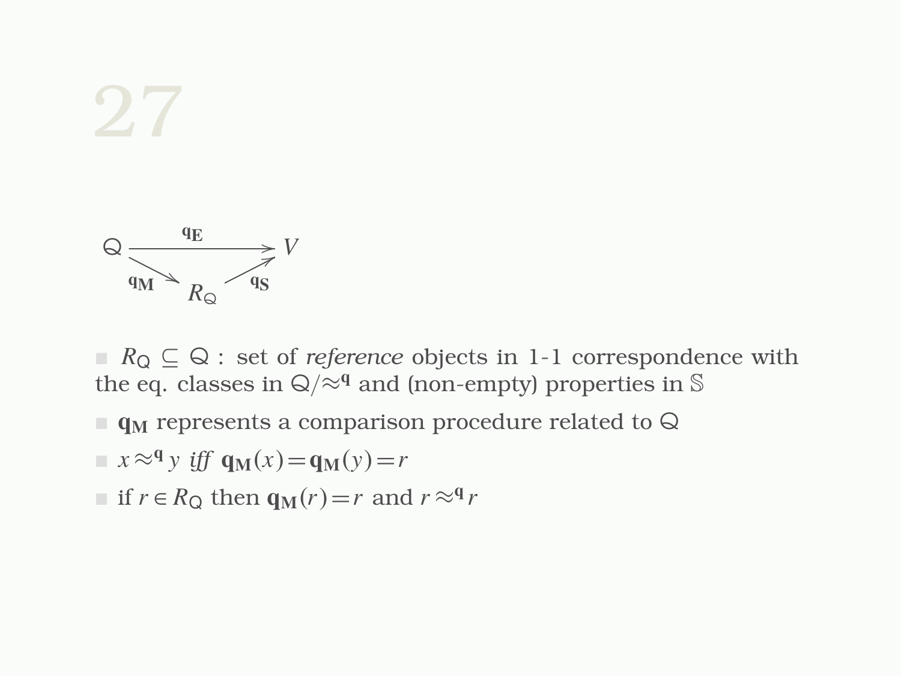$$
\begin{array}{ccc}
\mathbb{Q} & \xrightarrow{\mathbf{q_E}} & V \\
& \searrow^{\mathbf{q_M}} \quad R_{\mathbb{Q}} \quad \nearrow_{\mathbf{q_S}} &
\end{array}
$$

- $R_{\mathbb{Q}} \subseteq \mathbb{Q}$ : set of *reference* objects in 1-1 correspondence with the eq. classes in $\mathbb{Q}/\approx^{\mathbf{q}}$ and (non-empty) properties in $\mathbb{S}$
- $\mathbf{q_M}$ represents a comparison procedure related to $\mathbb{Q}$
- $x \approx^{\mathbf{q}} y$ *iff* $\mathbf{q_M}(x) = \mathbf{q_M}(y) = r$
- if $r \in R_{\mathbb{Q}}$ then $\mathbf{q_M}(r) = r$ and $r \approx^{\mathbf{q}} r$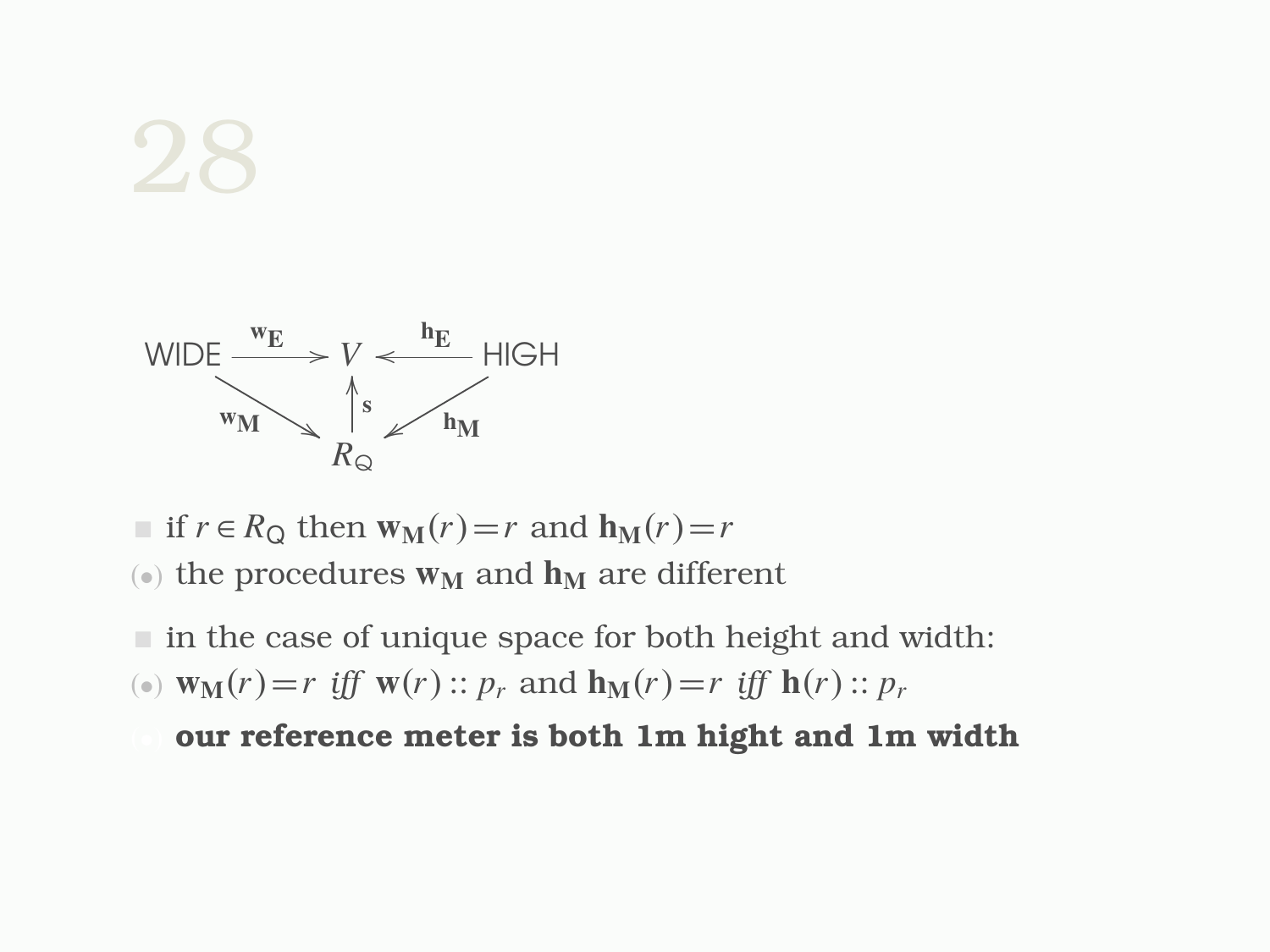$$\begin{array}{ccccc} \text{WIDE} & \xrightarrow{\mathbf{w_E}} & V & \xleftarrow{\mathbf{h_E}} & \text{HIGH} \\ & \searrow^{\mathbf{w_M}} & \uparrow \mathbf{s} & \swarrow^{\mathbf{h_M}} & \\ & & R_Q & & \end{array}$$

- if $r \in R_Q$ then $\mathbf{w_M}(r) = r$ and $\mathbf{h_M}(r) = r$
  - the procedures $\mathbf{w_M}$ and $\mathbf{h_M}$ are different
- in the case of unique space for both height and width:
  - $\mathbf{w_M}(r) = r$ *iff* $\mathbf{w}(r) :: p_r$ and $\mathbf{h_M}(r) = r$ *iff* $\mathbf{h}(r) :: p_r$
  - **our reference meter is both 1m hight and 1m width**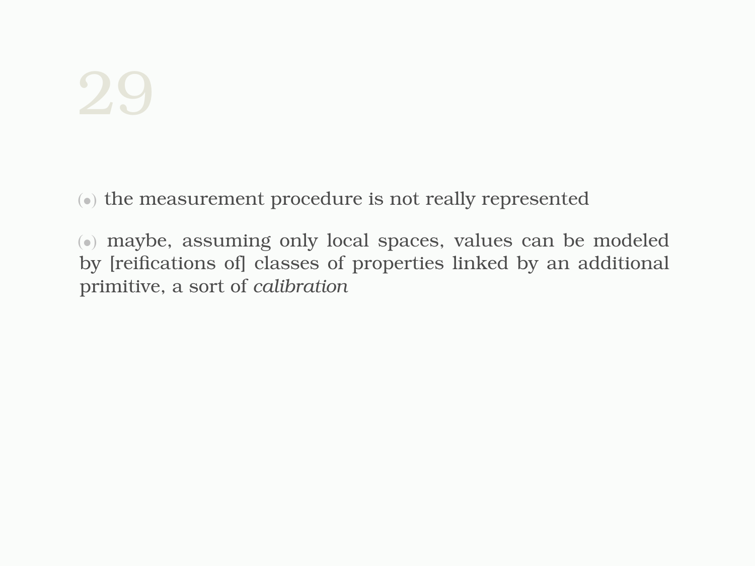- the measurement procedure is not really represented
- maybe, assuming only local spaces, values can be modeled by [reifications of] classes of properties linked by an additional primitive, a sort of *calibration*